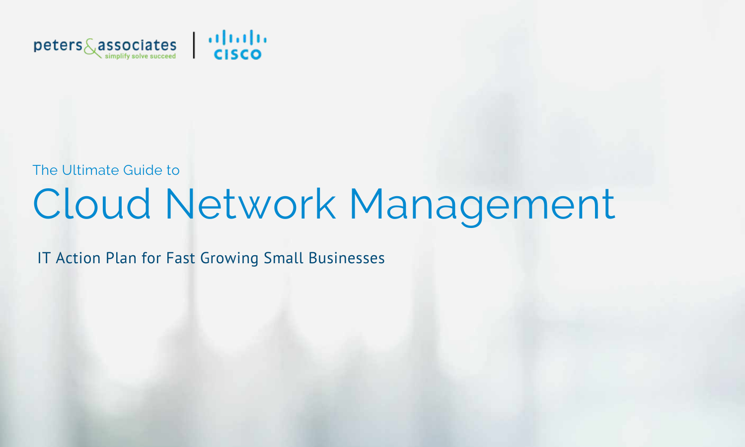peters&associates simplify solve succeed | CISCO

The Ultimate Guide to

# Cloud Network Management

IT Action Plan for Fast Growing Small Businesses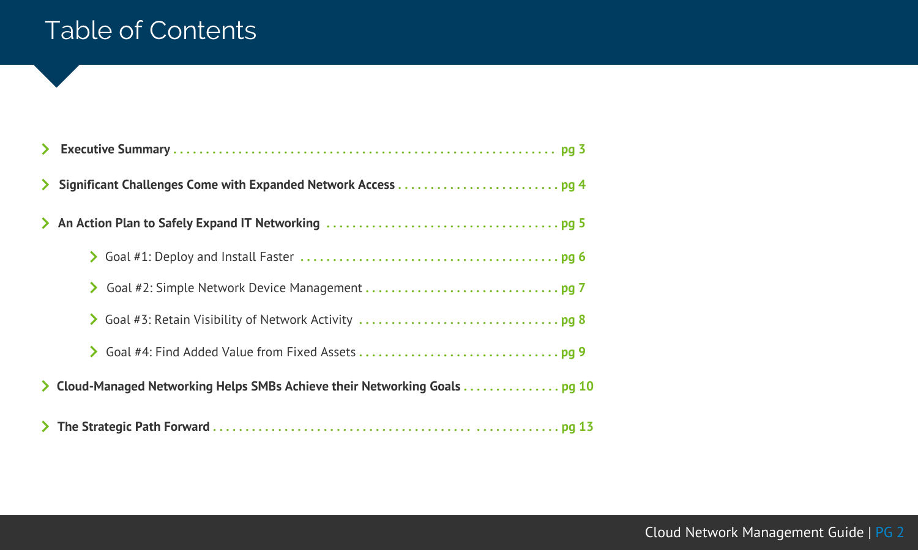# Table of Contents

- **Executive Summary** . . . . . . . . . . . . . . . . . . . . . . . . . . . . . . . . . . . . . . . . . . . . . . . . . . . . . . . . . . . . . **pg 3**
- **Significant Challenges Come with Expanded Network Access** . . . . . . . . . . . . . . . . . . . . . . . . . **pg 4**
- **An Action Plan to Safely Expand IT Networking** . . . . . . . . . . . . . . . . . . . . . . . . . . . . . . . . . . . . **pg 5**
    - Goal #1: Deploy and Install Faster . . . . . . . . . . . . . . . . . . . . . . . . . . . . . . . . . . . . . . . **pg 6**
    - Goal #2: Simple Network Device Management . . . . . . . . . . . . . . . . . . . . . . . . . . . . . . **pg 7**
    - Goal #3: Retain Visibility of Network Activity . . . . . . . . . . . . . . . . . . . . . . . . . . . . . . . **pg 8**
    - Goal #4: Find Added Value from Fixed Assets . . . . . . . . . . . . . . . . . . . . . . . . . . . . . . . **pg 9**
- **Cloud-Managed Networking Helps SMBs Achieve their Networking Goals** . . . . . . . . . . . . . . . **pg 10**
- **The Strategic Path Forward** . . . . . . . . . . . . . . . . . . . . . . . . . . . . . . . . . . . . . . . . . . . . . . . . . . **pg 13**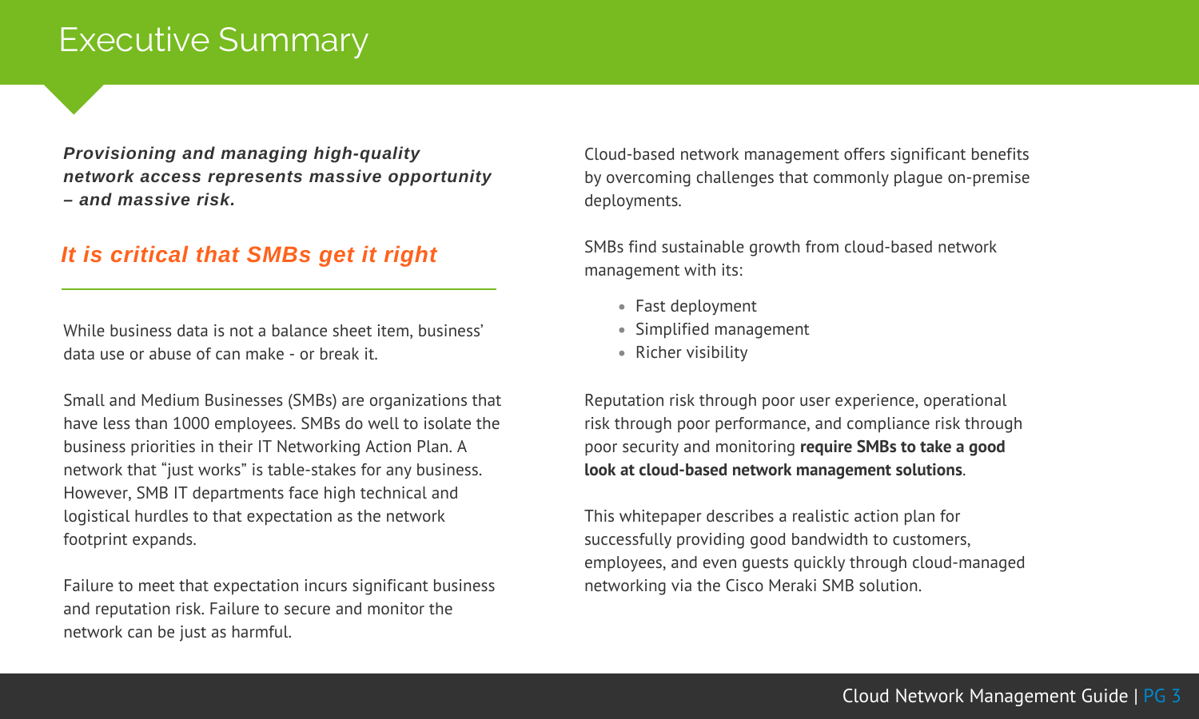# Executive Summary

***Provisioning and managing high-quality network access represents massive opportunity – and massive risk.***

## *It is critical that SMBs get it right*

While business data is not a balance sheet item, business' data use or abuse of can make - or break it.

Small and Medium Businesses (SMBs) are organizations that have less than 1000 employees. SMBs do well to isolate the business priorities in their IT Networking Action Plan. A network that "just works" is table-stakes for any business. However, SMB IT departments face high technical and logistical hurdles to that expectation as the network footprint expands.

Failure to meet that expectation incurs significant business and reputation risk. Failure to secure and monitor the network can be just as harmful.

Cloud-based network management offers significant benefits by overcoming challenges that commonly plague on-premise deployments.

SMBs find sustainable growth from cloud-based network management with its:

- Fast deployment
- Simplified management
- Richer visibility

Reputation risk through poor user experience, operational risk through poor performance, and compliance risk through poor security and monitoring **require SMBs to take a good look at cloud-based network management solutions**.

This whitepaper describes a realistic action plan for successfully providing good bandwidth to customers, employees, and even guests quickly through cloud-managed networking via the Cisco Meraki SMB solution.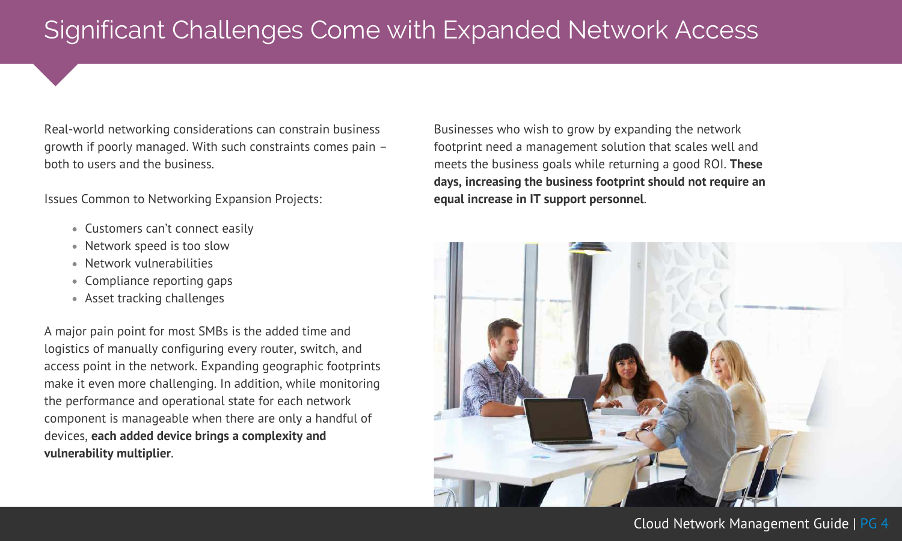# Significant Challenges Come with Expanded Network Access

Real-world networking considerations can constrain business growth if poorly managed. With such constraints comes pain – both to users and the business.

Issues Common to Networking Expansion Projects:

- Customers can't connect easily
- Network speed is too slow
- Network vulnerabilities
- Compliance reporting gaps
- Asset tracking challenges

A major pain point for most SMBs is the added time and logistics of manually configuring every router, switch, and access point in the network. Expanding geographic footprints make it even more challenging. In addition, while monitoring the performance and operational state for each network component is manageable when there are only a handful of devices, **each added device brings a complexity and vulnerability multiplier**.

Businesses who wish to grow by expanding the network footprint need a management solution that scales well and meets the business goals while returning a good ROI. **These days, increasing the business footprint should not require an equal increase in IT support personnel**.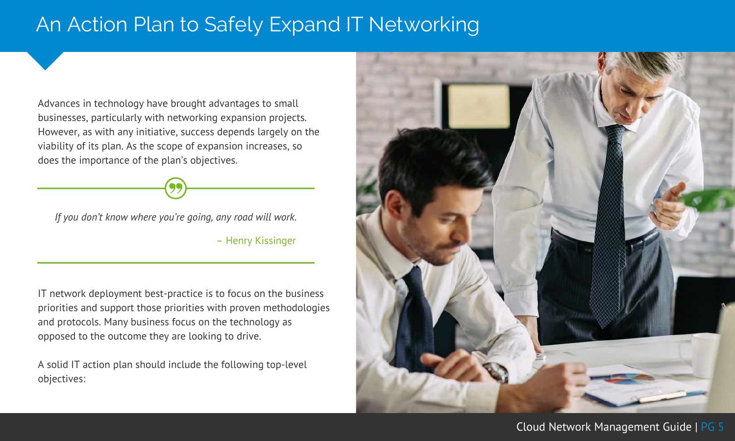# An Action Plan to Safely Expand IT Networking

Advances in technology have brought advantages to small businesses, particularly with networking expansion projects. However, as with any initiative, success depends largely on the viability of its plan. As the scope of expansion increases, so does the importance of the plan's objectives.

> *If you don't know where you're going, any road will work.*
>
> – Henry Kissinger

IT network deployment best-practice is to focus on the business priorities and support those priorities with proven methodologies and protocols. Many business focus on the technology as opposed to the outcome they are looking to drive.

A solid IT action plan should include the following top-level objectives: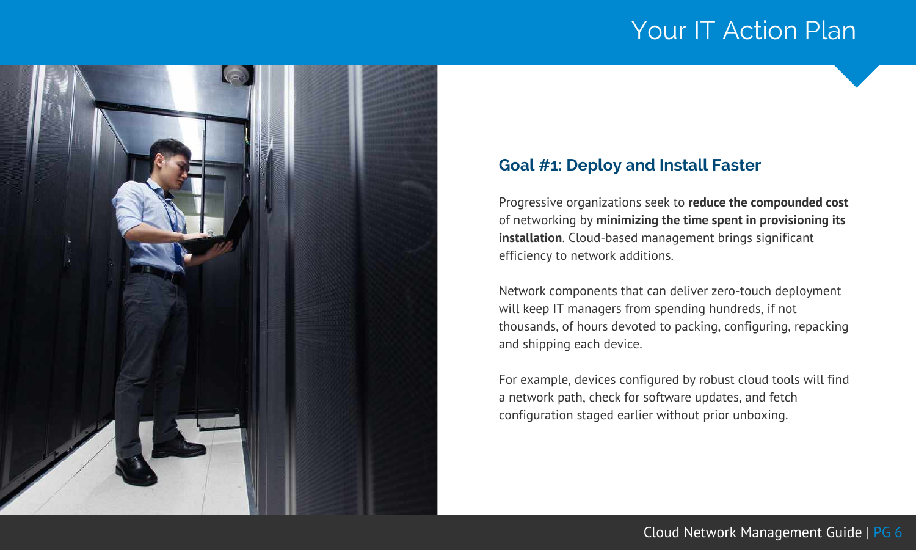# Your IT Action Plan

## Goal #1: Deploy and Install Faster

Progressive organizations seek to **reduce the compounded cost** of networking by **minimizing the time spent in provisioning its installation**. Cloud-based management brings significant efficiency to network additions.

Network components that can deliver zero-touch deployment will keep IT managers from spending hundreds, if not thousands, of hours devoted to packing, configuring, repacking and shipping each device.

For example, devices configured by robust cloud tools will find a network path, check for software updates, and fetch configuration staged earlier without prior unboxing.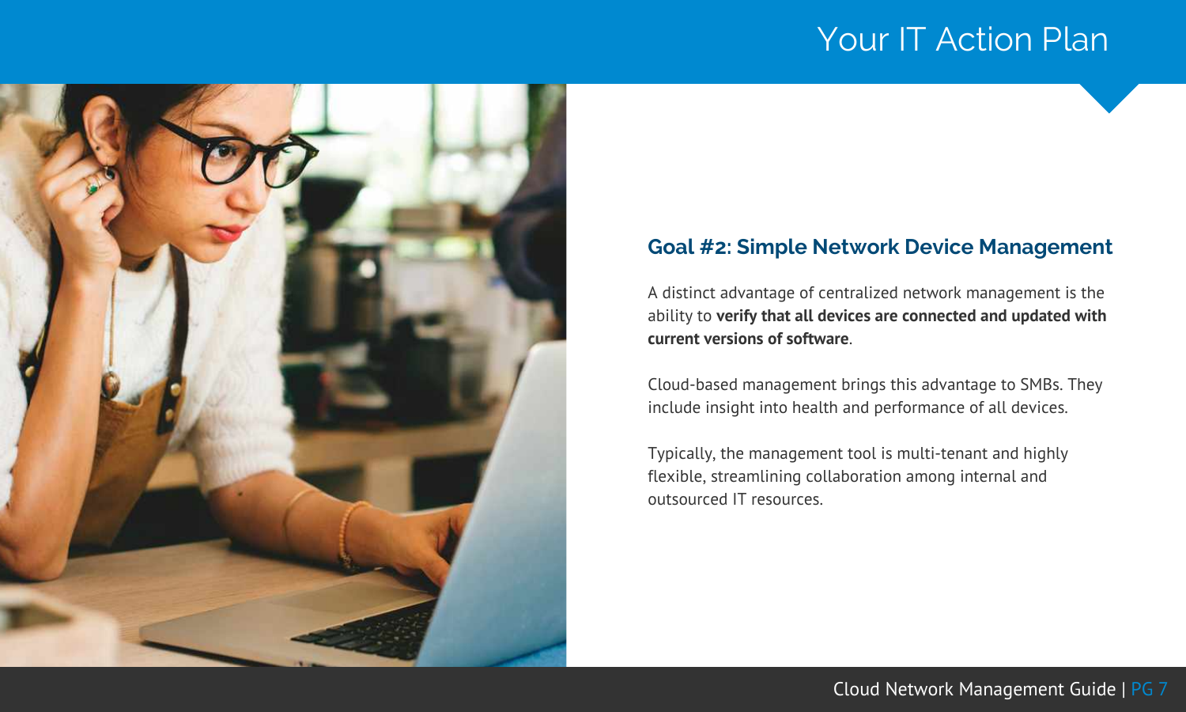# Your IT Action Plan

## Goal #2: Simple Network Device Management

A distinct advantage of centralized network management is the ability to **verify that all devices are connected and updated with current versions of software**.

Cloud-based management brings this advantage to SMBs. They include insight into health and performance of all devices.

Typically, the management tool is multi-tenant and highly flexible, streamlining collaboration among internal and outsourced IT resources.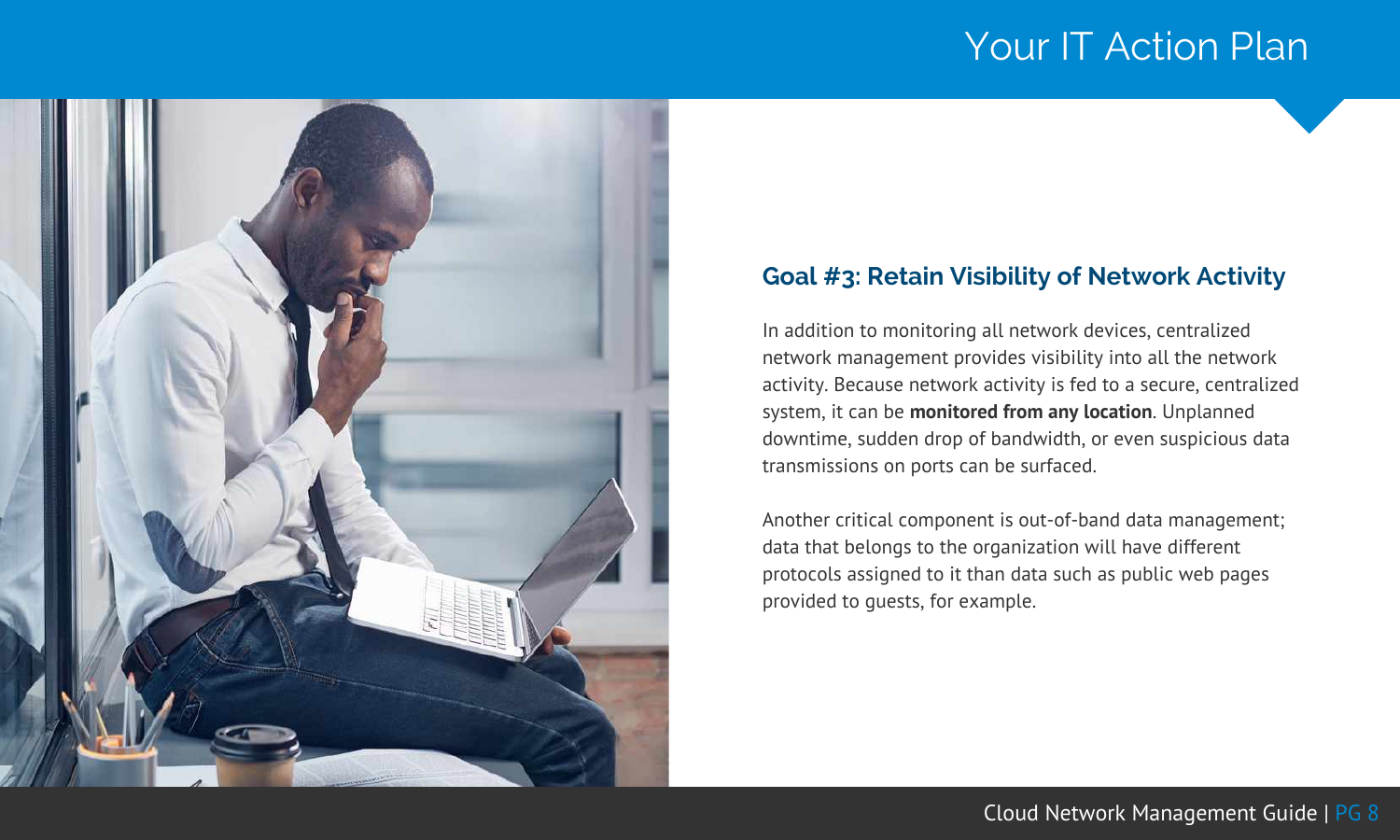# Your IT Action Plan

## Goal #3: Retain Visibility of Network Activity

In addition to monitoring all network devices, centralized network management provides visibility into all the network activity. Because network activity is fed to a secure, centralized system, it can be **monitored from any location**. Unplanned downtime, sudden drop of bandwidth, or even suspicious data transmissions on ports can be surfaced.

Another critical component is out-of-band data management; data that belongs to the organization will have different protocols assigned to it than data such as public web pages provided to guests, for example.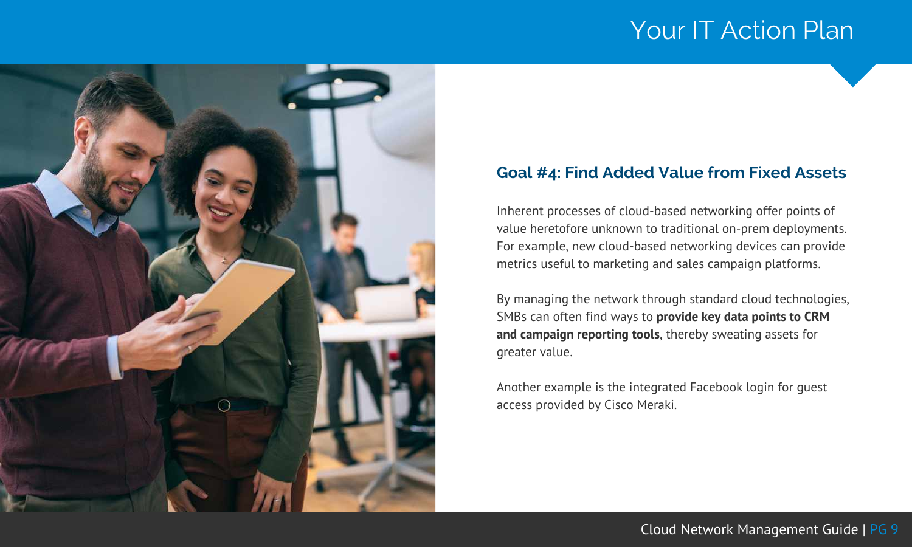# Your IT Action Plan

## Goal #4: Find Added Value from Fixed Assets

Inherent processes of cloud-based networking offer points of value heretofore unknown to traditional on-prem deployments. For example, new cloud-based networking devices can provide metrics useful to marketing and sales campaign platforms.

By managing the network through standard cloud technologies, SMBs can often find ways to **provide key data points to CRM and campaign reporting tools**, thereby sweating assets for greater value.

Another example is the integrated Facebook login for guest access provided by Cisco Meraki.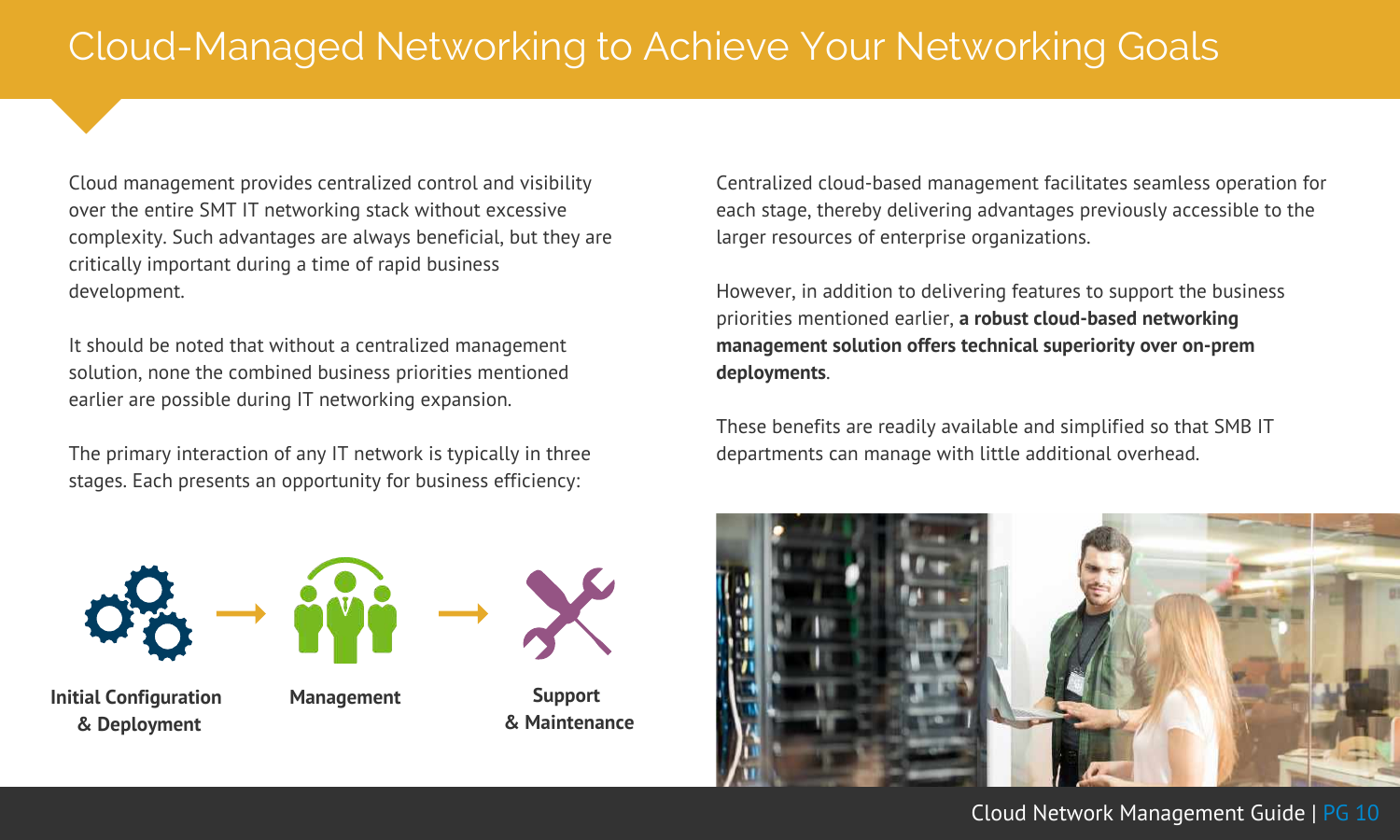# Cloud-Managed Networking to Achieve Your Networking Goals

Cloud management provides centralized control and visibility over the entire SMT IT networking stack without excessive complexity. Such advantages are always beneficial, but they are critically important during a time of rapid business development.

It should be noted that without a centralized management solution, none the combined business priorities mentioned earlier are possible during IT networking expansion.

The primary interaction of any IT network is typically in three stages. Each presents an opportunity for business efficiency:

**Initial Configuration & Deployment** → **Management** → **Support & Maintenance**

Centralized cloud-based management facilitates seamless operation for each stage, thereby delivering advantages previously accessible to the larger resources of enterprise organizations.

However, in addition to delivering features to support the business priorities mentioned earlier, **a robust cloud-based networking management solution offers technical superiority over on-prem deployments**.

These benefits are readily available and simplified so that SMB IT departments can manage with little additional overhead.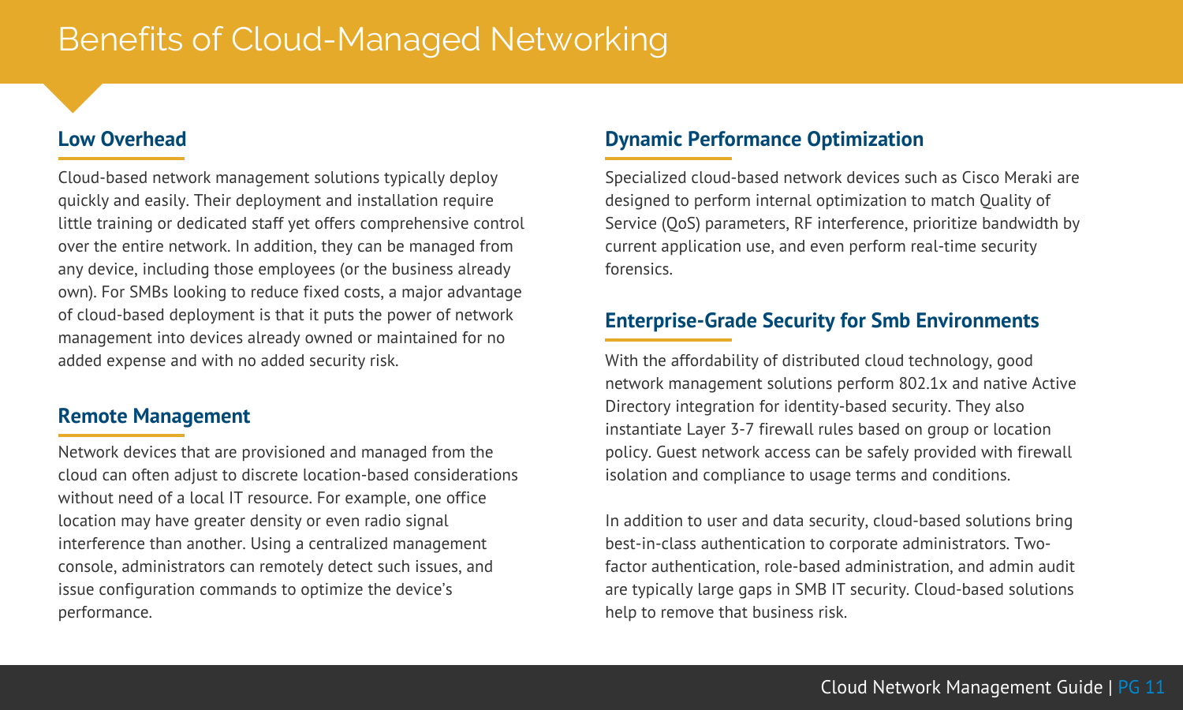# Benefits of Cloud-Managed Networking

## Low Overhead

Cloud-based network management solutions typically deploy quickly and easily. Their deployment and installation require little training or dedicated staff yet offers comprehensive control over the entire network. In addition, they can be managed from any device, including those employees (or the business already own). For SMBs looking to reduce fixed costs, a major advantage of cloud-based deployment is that it puts the power of network management into devices already owned or maintained for no added expense and with no added security risk.

## Remote Management

Network devices that are provisioned and managed from the cloud can often adjust to discrete location-based considerations without need of a local IT resource. For example, one office location may have greater density or even radio signal interference than another. Using a centralized management console, administrators can remotely detect such issues, and issue configuration commands to optimize the device's performance.

## Dynamic Performance Optimization

Specialized cloud-based network devices such as Cisco Meraki are designed to perform internal optimization to match Quality of Service (QoS) parameters, RF interference, prioritize bandwidth by current application use, and even perform real-time security forensics.

## Enterprise-Grade Security for Smb Environments

With the affordability of distributed cloud technology, good network management solutions perform 802.1x and native Active Directory integration for identity-based security. They also instantiate Layer 3-7 firewall rules based on group or location policy. Guest network access can be safely provided with firewall isolation and compliance to usage terms and conditions.

In addition to user and data security, cloud-based solutions bring best-in-class authentication to corporate administrators. Two-factor authentication, role-based administration, and admin audit are typically large gaps in SMB IT security. Cloud-based solutions help to remove that business risk.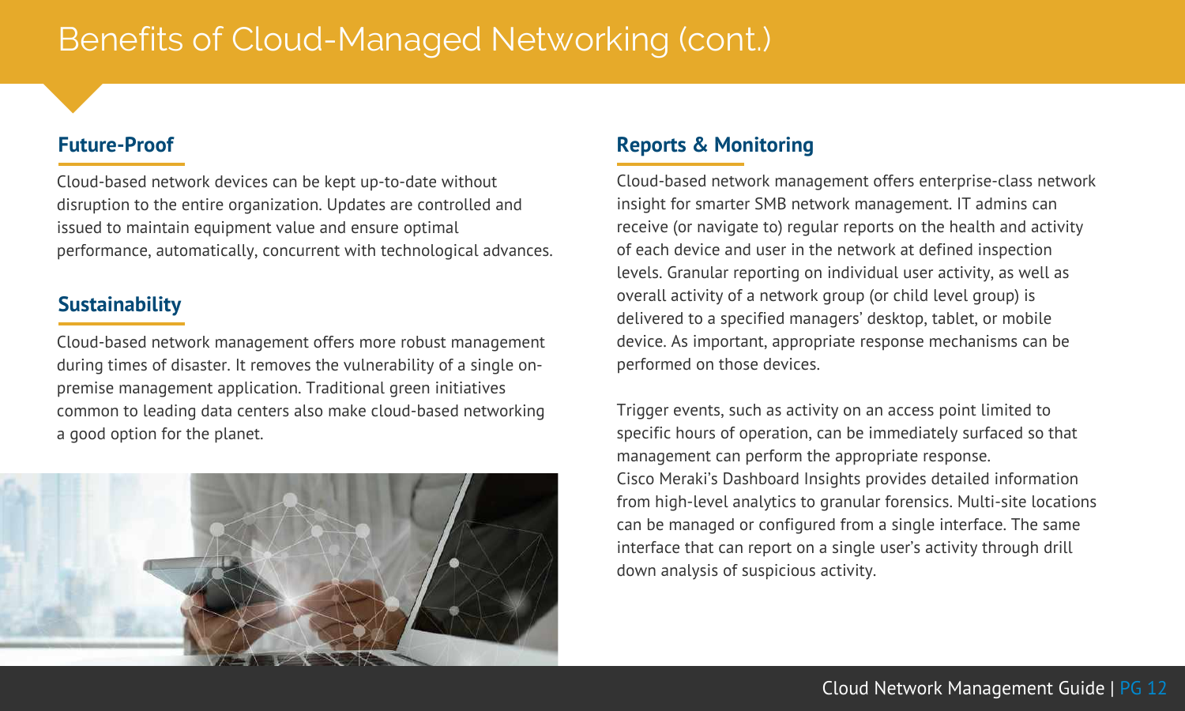# Benefits of Cloud-Managed Networking (cont.)

## Future-Proof

Cloud-based network devices can be kept up-to-date without disruption to the entire organization. Updates are controlled and issued to maintain equipment value and ensure optimal performance, automatically, concurrent with technological advances.

## Sustainability

Cloud-based network management offers more robust management during times of disaster. It removes the vulnerability of a single on-premise management application. Traditional green initiatives common to leading data centers also make cloud-based networking a good option for the planet.

## Reports & Monitoring

Cloud-based network management offers enterprise-class network insight for smarter SMB network management. IT admins can receive (or navigate to) regular reports on the health and activity of each device and user in the network at defined inspection levels. Granular reporting on individual user activity, as well as overall activity of a network group (or child level group) is delivered to a specified managers' desktop, tablet, or mobile device. As important, appropriate response mechanisms can be performed on those devices.

Trigger events, such as activity on an access point limited to specific hours of operation, can be immediately surfaced so that management can perform the appropriate response.
Cisco Meraki's Dashboard Insights provides detailed information from high-level analytics to granular forensics. Multi-site locations can be managed or configured from a single interface. The same interface that can report on a single user's activity through drill down analysis of suspicious activity.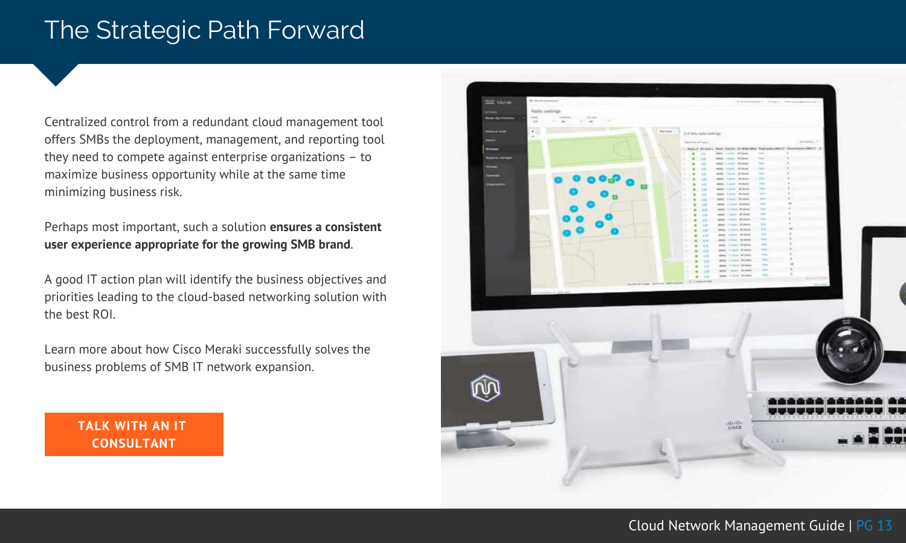# The Strategic Path Forward

Centralized control from a redundant cloud management tool offers SMBs the deployment, management, and reporting tool they need to compete against enterprise organizations – to maximize business opportunity while at the same time minimizing business risk.

Perhaps most important, such a solution **ensures a consistent user experience appropriate for the growing SMB brand**.

A good IT action plan will identify the business objectives and priorities leading to the cloud-based networking solution with the best ROI.

Learn more about how Cisco Meraki successfully solves the business problems of SMB IT network expansion.

**TALK WITH AN IT CONSULTANT**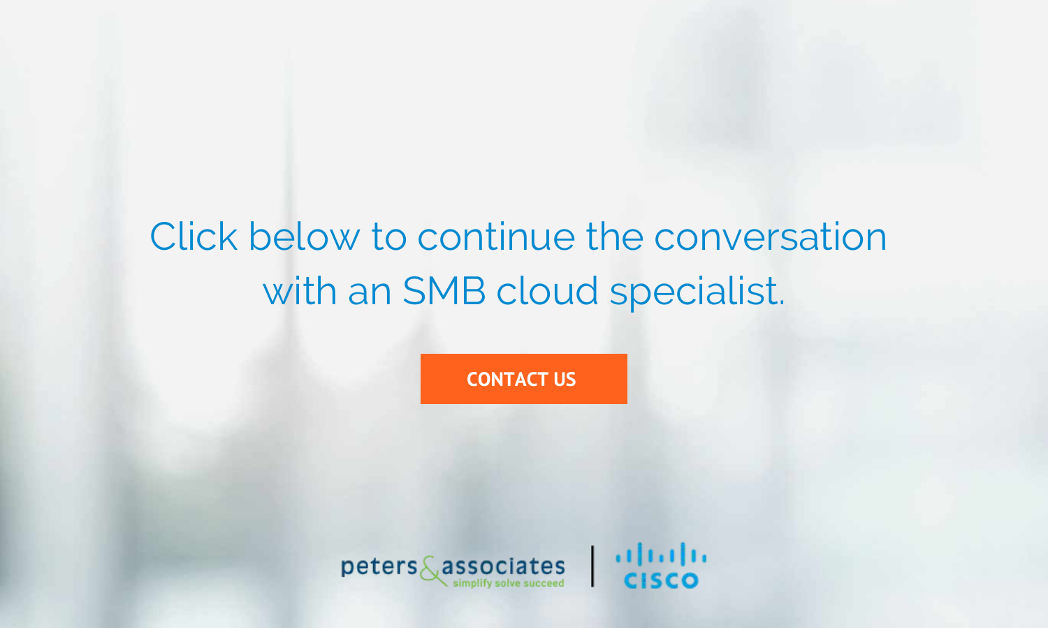Click below to continue the conversation with an SMB cloud specialist.

**CONTACT US**

peters & associates
simplify solve succeed

cisco